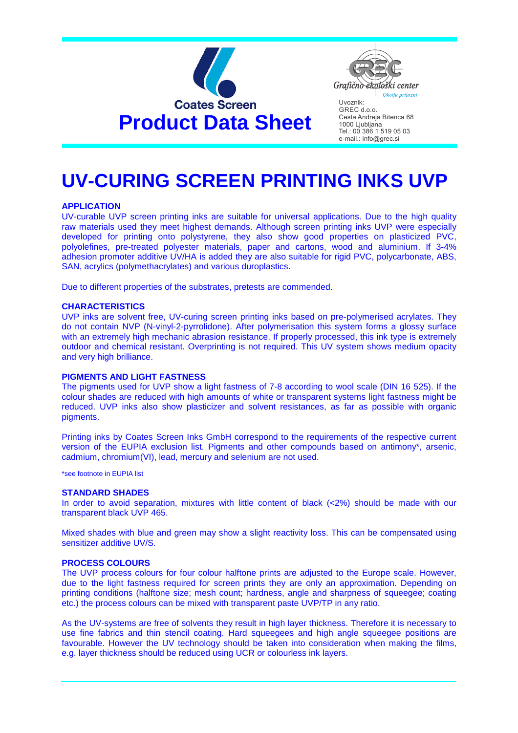Coates Screen

**Product Data Sheet**

Grafično ekološki center

*Okolju prijazni*

Uvoznik:
GREC d.o.o.
Cesta Andreja Bitenca 68
1000 Ljubljana
Tel.: 00 386 1 519 05 03
e-mail.: info@grec.si

# UV-CURING SCREEN PRINTING INKS UVP

## APPLICATION

UV-curable UVP screen printing inks are suitable for universal applications. Due to the high quality raw materials used they meet highest demands. Although screen printing inks UVP were especially developed for printing onto polystyrene, they also show good properties on plasticized PVC, polyolefines, pre-treated polyester materials, paper and cartons, wood and aluminium. If 3-4% adhesion promoter additive UV/HA is added they are also suitable for rigid PVC, polycarbonate, ABS, SAN, acrylics (polymethacrylates) and various duroplastics.

Due to different properties of the substrates, pretests are commended.

## CHARACTERISTICS

UVP inks are solvent free, UV-curing screen printing inks based on pre-polymerised acrylates. They do not contain NVP (N-vinyl-2-pyrrolidone). After polymerisation this system forms a glossy surface with an extremely high mechanic abrasion resistance. If properly processed, this ink type is extremely outdoor and chemical resistant. Overprinting is not required. This UV system shows medium opacity and very high brilliance.

## PIGMENTS AND LIGHT FASTNESS

The pigments used for UVP show a light fastness of 7-8 according to wool scale (DIN 16 525). If the colour shades are reduced with high amounts of white or transparent systems light fastness might be reduced. UVP inks also show plasticizer and solvent resistances, as far as possible with organic pigments.

Printing inks by Coates Screen Inks GmbH correspond to the requirements of the respective current version of the EUPIA exclusion list. Pigments and other compounds based on antimony*, arsenic, cadmium, chromium(VI), lead, mercury and selenium are not used.

*see footnote in EUPIA list

## STANDARD SHADES

In order to avoid separation, mixtures with little content of black (<2%) should be made with our transparent black UVP 465.

Mixed shades with blue and green may show a slight reactivity loss. This can be compensated using sensitizer additive UV/S.

## PROCESS COLOURS

The UVP process colours for four colour halftone prints are adjusted to the Europe scale. However, due to the light fastness required for screen prints they are only an approximation. Depending on printing conditions (halftone size; mesh count; hardness, angle and sharpness of squeegee; coating etc.) the process colours can be mixed with transparent paste UVP/TP in any ratio.

As the UV-systems are free of solvents they result in high layer thickness. Therefore it is necessary to use fine fabrics and thin stencil coating. Hard squeegees and high angle squeegee positions are favourable. However the UV technology should be taken into consideration when making the films, e.g. layer thickness should be reduced using UCR or colourless ink layers.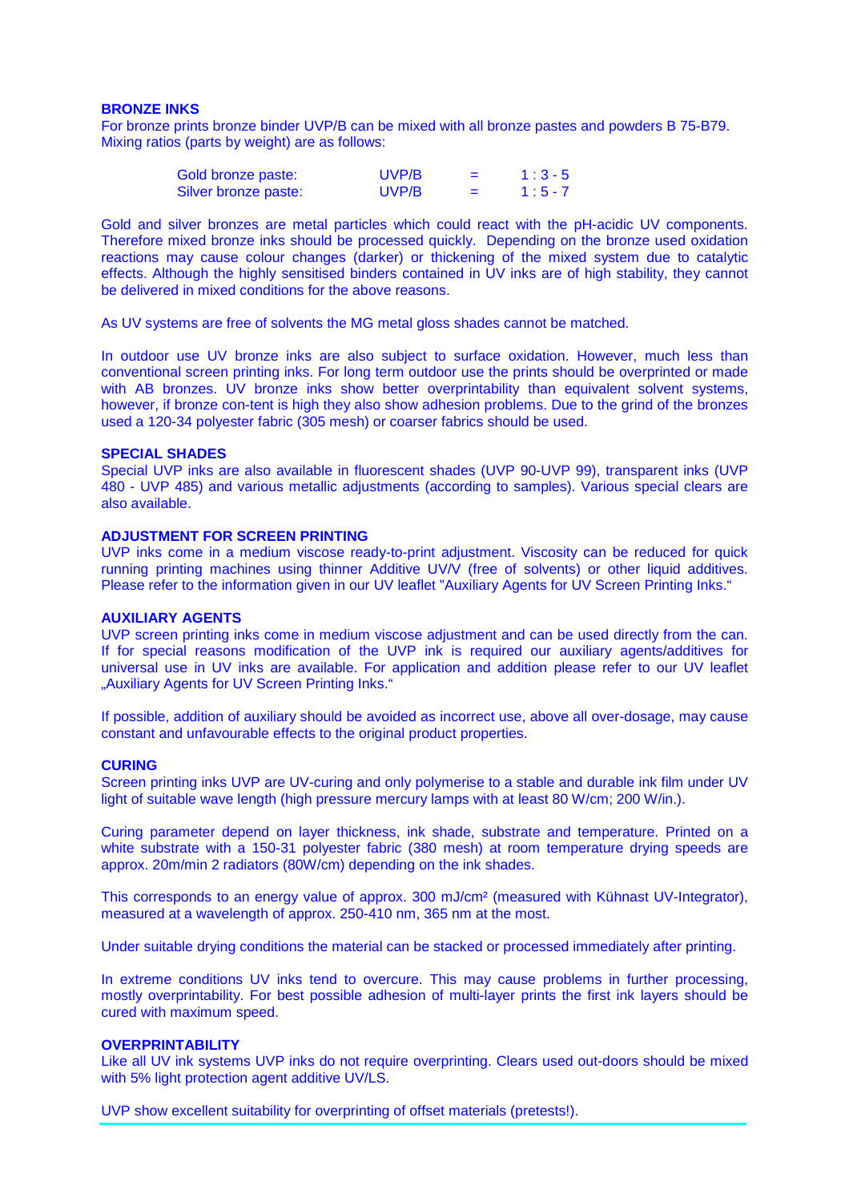## BRONZE INKS

For bronze prints bronze binder UVP/B can be mixed with all bronze pastes and powders B 75-B79. Mixing ratios (parts by weight) are as follows:

| | | | |
|---|---|---|---|
| Gold bronze paste: | UVP/B | = | 1 : 3 - 5 |
| Silver bronze paste: | UVP/B | = | 1 : 5 - 7 |

Gold and silver bronzes are metal particles which could react with the pH-acidic UV components. Therefore mixed bronze inks should be processed quickly. Depending on the bronze used oxidation reactions may cause colour changes (darker) or thickening of the mixed system due to catalytic effects. Although the highly sensitised binders contained in UV inks are of high stability, they cannot be delivered in mixed conditions for the above reasons.

As UV systems are free of solvents the MG metal gloss shades cannot be matched.

In outdoor use UV bronze inks are also subject to surface oxidation. However, much less than conventional screen printing inks. For long term outdoor use the prints should be overprinted or made with AB bronzes. UV bronze inks show better overprintability than equivalent solvent systems, however, if bronze con-tent is high they also show adhesion problems. Due to the grind of the bronzes used a 120-34 polyester fabric (305 mesh) or coarser fabrics should be used.

## SPECIAL SHADES

Special UVP inks are also available in fluorescent shades (UVP 90-UVP 99), transparent inks (UVP 480 - UVP 485) and various metallic adjustments (according to samples). Various special clears are also available.

## ADJUSTMENT FOR SCREEN PRINTING

UVP inks come in a medium viscose ready-to-print adjustment. Viscosity can be reduced for quick running printing machines using thinner Additive UV/V (free of solvents) or other liquid additives. Please refer to the information given in our UV leaflet "Auxiliary Agents for UV Screen Printing Inks."

## AUXILIARY AGENTS

UVP screen printing inks come in medium viscose adjustment and can be used directly from the can. If for special reasons modification of the UVP ink is required our auxiliary agents/additives for universal use in UV inks are available. For application and addition please refer to our UV leaflet „Auxiliary Agents for UV Screen Printing Inks."

If possible, addition of auxiliary should be avoided as incorrect use, above all over-dosage, may cause constant and unfavourable effects to the original product properties.

## CURING

Screen printing inks UVP are UV-curing and only polymerise to a stable and durable ink film under UV light of suitable wave length (high pressure mercury lamps with at least 80 W/cm; 200 W/in.).

Curing parameter depend on layer thickness, ink shade, substrate and temperature. Printed on a white substrate with a 150-31 polyester fabric (380 mesh) at room temperature drying speeds are approx. 20m/min 2 radiators (80W/cm) depending on the ink shades.

This corresponds to an energy value of approx. 300 mJ/cm² (measured with Kühnast UV-Integrator), measured at a wavelength of approx. 250-410 nm, 365 nm at the most.

Under suitable drying conditions the material can be stacked or processed immediately after printing.

In extreme conditions UV inks tend to overcure. This may cause problems in further processing, mostly overprintability. For best possible adhesion of multi-layer prints the first ink layers should be cured with maximum speed.

## OVERPRINTABILITY

Like all UV ink systems UVP inks do not require overprinting. Clears used out-doors should be mixed with 5% light protection agent additive UV/LS.

UVP show excellent suitability for overprinting of offset materials (pretests!).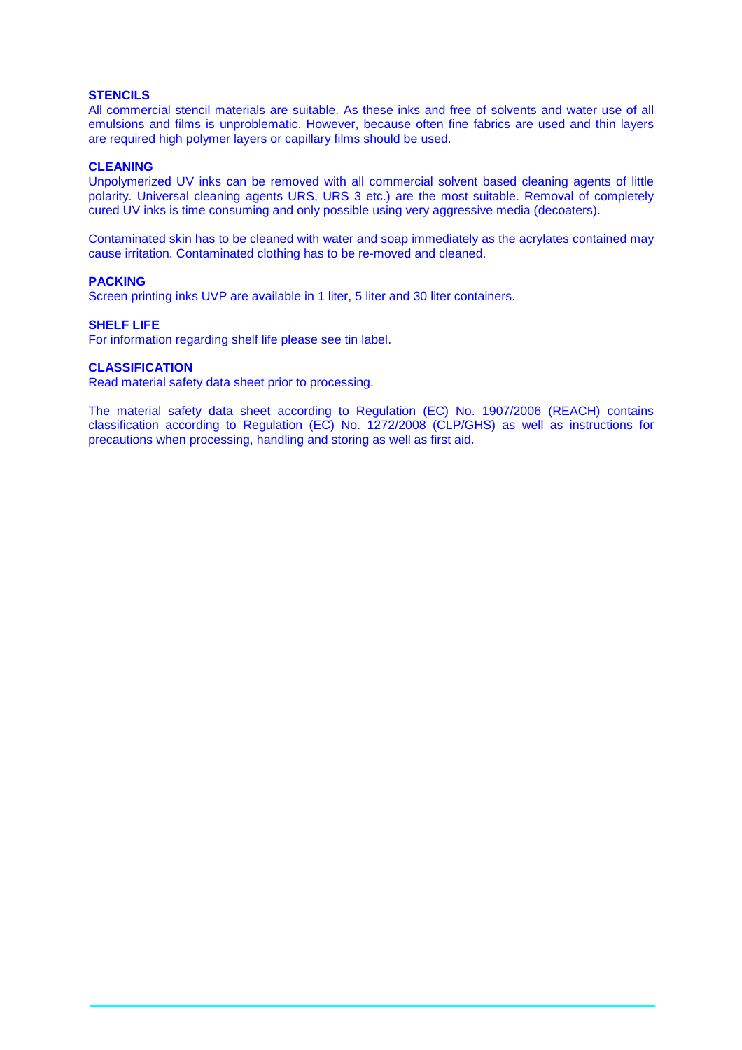### STENCILS

All commercial stencil materials are suitable. As these inks and free of solvents and water use of all emulsions and films is unproblematic. However, because often fine fabrics are used and thin layers are required high polymer layers or capillary films should be used.

### CLEANING

Unpolymerized UV inks can be removed with all commercial solvent based cleaning agents of little polarity. Universal cleaning agents URS, URS 3 etc.) are the most suitable. Removal of completely cured UV inks is time consuming and only possible using very aggressive media (decoaters).

Contaminated skin has to be cleaned with water and soap immediately as the acrylates contained may cause irritation. Contaminated clothing has to be re-moved and cleaned.

### PACKING

Screen printing inks UVP are available in 1 liter, 5 liter and 30 liter containers.

### SHELF LIFE

For information regarding shelf life please see tin label.

### CLASSIFICATION

Read material safety data sheet prior to processing.

The material safety data sheet according to Regulation (EC) No. 1907/2006 (REACH) contains classification according to Regulation (EC) No. 1272/2008 (CLP/GHS) as well as instructions for precautions when processing, handling and storing as well as first aid.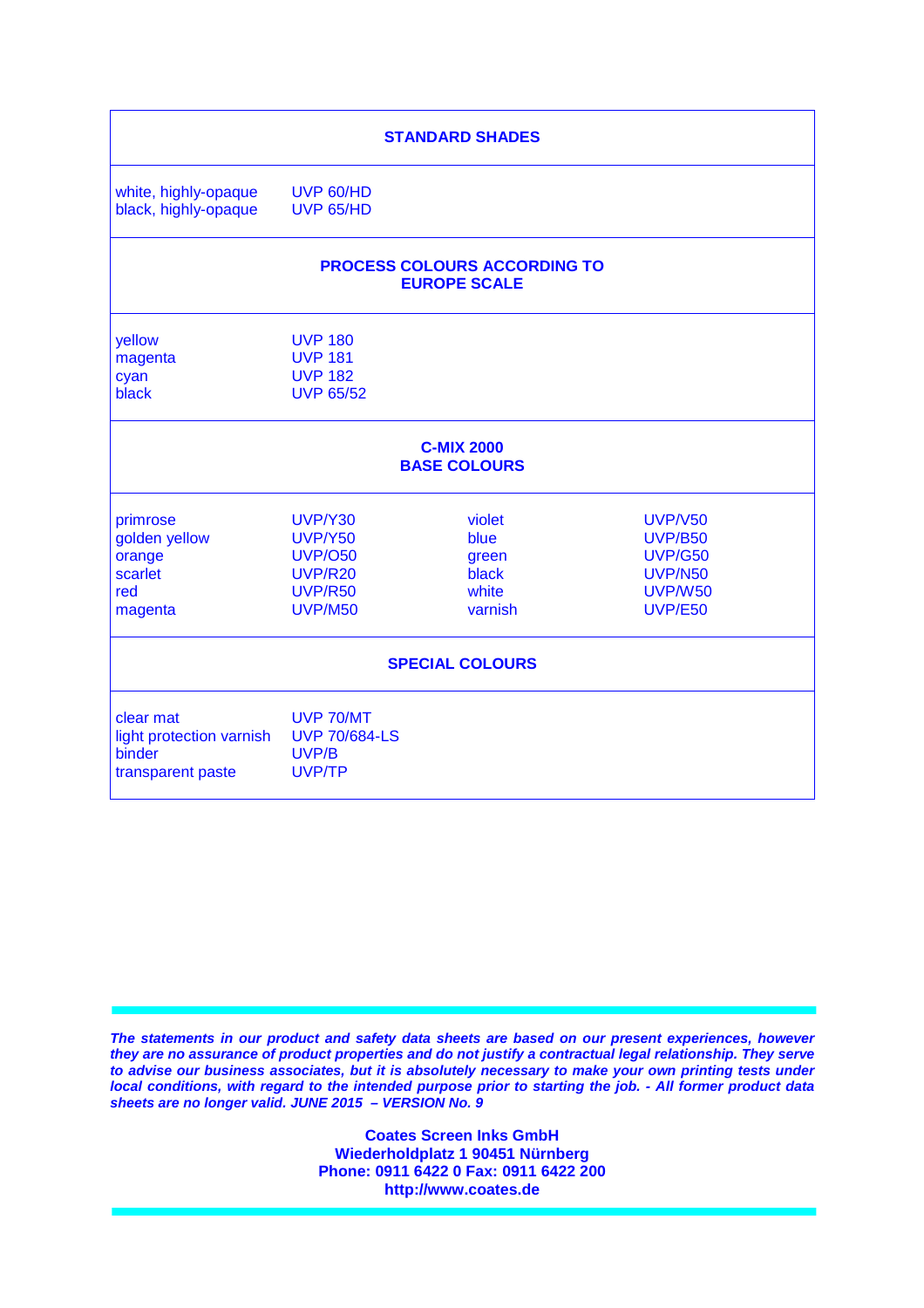## STANDARD SHADES

| | |
|---|---|
| white, highly-opaque | UVP 60/HD |
| black, highly-opaque | UVP 65/HD |

## PROCESS COLOURS ACCORDING TO EUROPE SCALE

| | |
|---|---|
| yellow | UVP 180 |
| magenta | UVP 181 |
| cyan | UVP 182 |
| black | UVP 65/52 |

## C-MIX 2000 BASE COLOURS

| | | | |
|---|---|---|---|
| primrose | UVP/Y30 | violet | UVP/V50 |
| golden yellow | UVP/Y50 | blue | UVP/B50 |
| orange | UVP/O50 | green | UVP/G50 |
| scarlet | UVP/R20 | black | UVP/N50 |
| red | UVP/R50 | white | UVP/W50 |
| magenta | UVP/M50 | varnish | UVP/E50 |

## SPECIAL COLOURS

| | |
|---|---|
| clear mat | UVP 70/MT |
| light protection varnish | UVP 70/684-LS |
| binder | UVP/B |
| transparent paste | UVP/TP |

***The statements in our product and safety data sheets are based on our present experiences, however they are no assurance of product properties and do not justify a contractual legal relationship. They serve to advise our business associates, but it is absolutely necessary to make your own printing tests under local conditions, with regard to the intended purpose prior to starting the job. - All former product data sheets are no longer valid. JUNE 2015 – VERSION No. 9***

**Coates Screen Inks GmbH**
**Wiederholdplatz 1 90451 Nürnberg**
**Phone: 0911 6422 0 Fax: 0911 6422 200**
**http://www.coates.de**